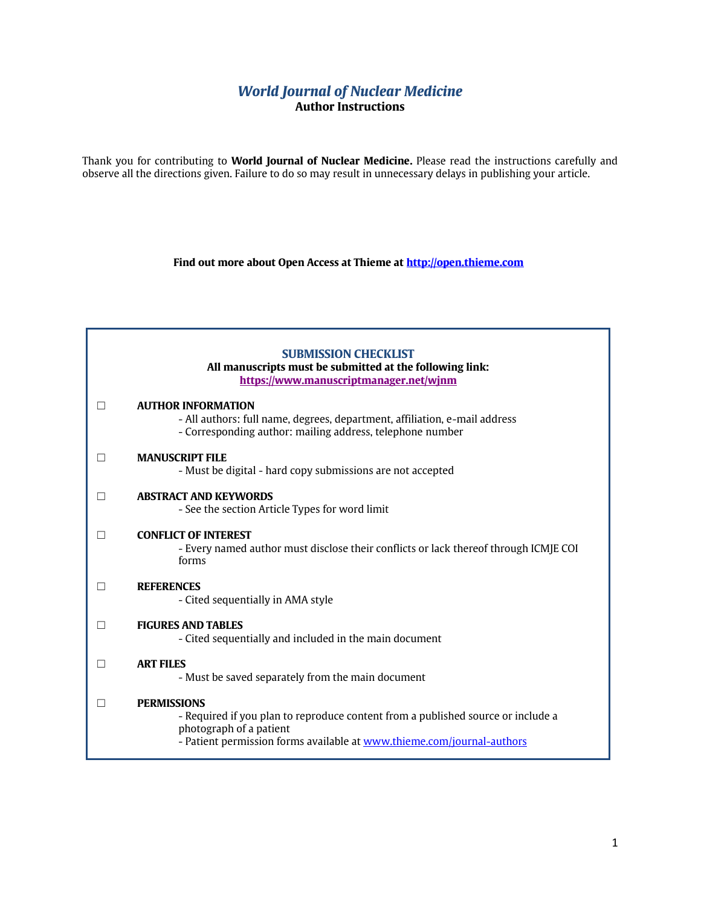# *World Journal of Nuclear Medicine*
## Author Instructions

Thank you for contributing to **World Journal of Nuclear Medicine.** Please read the instructions carefully and observe all the directions given. Failure to do so may result in unnecessary delays in publishing your article.

**Find out more about Open Access at Thieme at [http://open.thieme.com](http://open.thieme.com)**

### SUBMISSION CHECKLIST

**All manuscripts must be submitted at the following link:**
**[https://www.manuscriptmanager.net/wjnm](https://www.manuscriptmanager.net/wjnm)**

☐ **AUTHOR INFORMATION**
- All authors: full name, degrees, department, affiliation, e-mail address
- Corresponding author: mailing address, telephone number

☐ **MANUSCRIPT FILE**
- Must be digital - hard copy submissions are not accepted

☐ **ABSTRACT AND KEYWORDS**
- See the section Article Types for word limit

☐ **CONFLICT OF INTEREST**
- Every named author must disclose their conflicts or lack thereof through ICMJE COI forms

☐ **REFERENCES**
- Cited sequentially in AMA style

☐ **FIGURES AND TABLES**
- Cited sequentially and included in the main document

☐ **ART FILES**
- Must be saved separately from the main document

☐ **PERMISSIONS**
- Required if you plan to reproduce content from a published source or include a photograph of a patient
- Patient permission forms available at [www.thieme.com/journal-authors](www.thieme.com/journal-authors)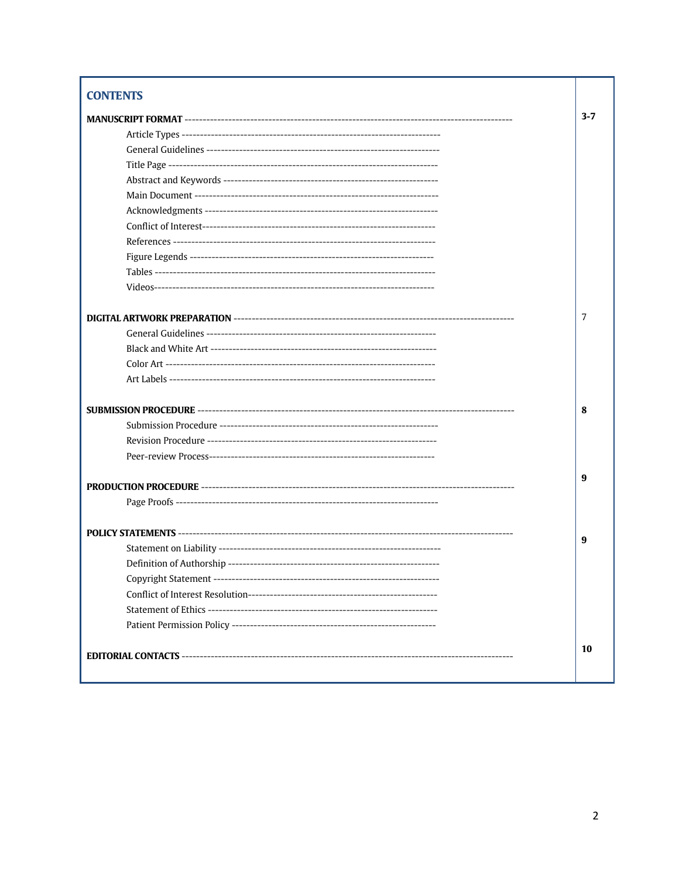## CONTENTS

| Section | Page |
| --- | --- |
| **MANUSCRIPT FORMAT** | **3-7** |
| Article Types | |
| General Guidelines | |
| Title Page | |
| Abstract and Keywords | |
| Main Document | |
| Acknowledgments | |
| Conflict of Interest | |
| References | |
| Figure Legends | |
| Tables | |
| Videos | |
| **DIGITAL ARTWORK PREPARATION** | 7 |
| General Guidelines | |
| Black and White Art | |
| Color Art | |
| Art Labels | |
| **SUBMISSION PROCEDURE** | **8** |
| Submission Procedure | |
| Revision Procedure | |
| Peer-review Process | |
| **PRODUCTION PROCEDURE** | **9** |
| Page Proofs | |
| **POLICY STATEMENTS** | **9** |
| Statement on Liability | |
| Definition of Authorship | |
| Copyright Statement | |
| Conflict of Interest Resolution | |
| Statement of Ethics | |
| Patient Permission Policy | |
| **EDITORIAL CONTACTS** | **10** |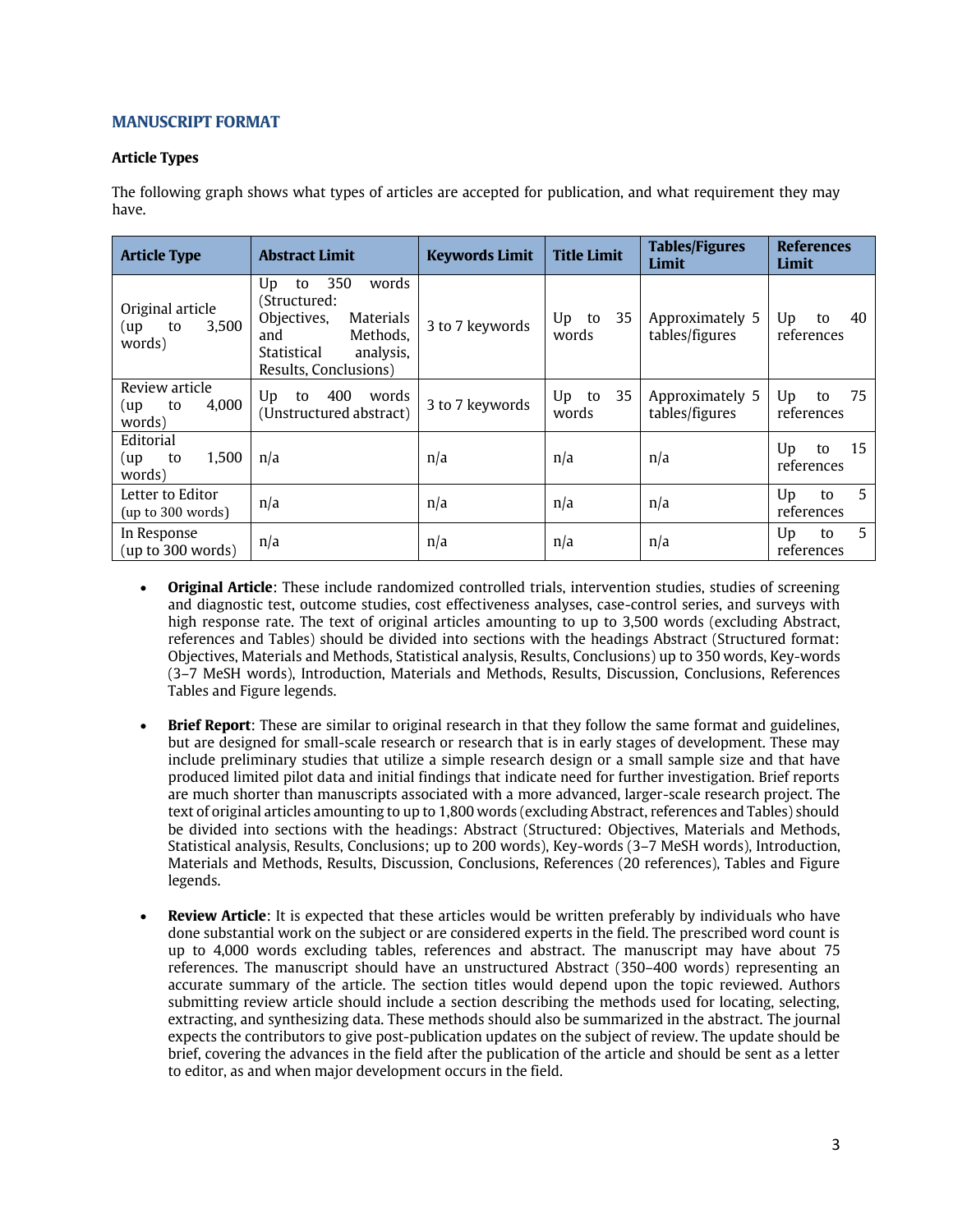## MANUSCRIPT FORMAT

### Article Types

The following graph shows what types of articles are accepted for publication, and what requirement they may have.

| Article Type | Abstract Limit | Keywords Limit | Title Limit | Tables/Figures Limit | References Limit |
|---|---|---|---|---|---|
| Original article (up to 3,500 words) | Up to 350 words (Structured: Objectives, Materials and Methods, Statistical analysis, Results, Conclusions) | 3 to 7 keywords | Up to 35 words | Approximately 5 tables/figures | Up to 40 references |
| Review article (up to 4,000 words) | Up to 400 words (Unstructured abstract) | 3 to 7 keywords | Up to 35 words | Approximately 5 tables/figures | Up to 75 references |
| Editorial (up to 1,500 words) | n/a | n/a | n/a | n/a | Up to 15 references |
| Letter to Editor (up to 300 words) | n/a | n/a | n/a | n/a | Up to 5 references |
| In Response (up to 300 words) | n/a | n/a | n/a | n/a | Up to 5 references |

- **Original Article**: These include randomized controlled trials, intervention studies, studies of screening and diagnostic test, outcome studies, cost effectiveness analyses, case-control series, and surveys with high response rate. The text of original articles amounting to up to 3,500 words (excluding Abstract, references and Tables) should be divided into sections with the headings Abstract (Structured format: Objectives, Materials and Methods, Statistical analysis, Results, Conclusions) up to 350 words, Key-words (3–7 MeSH words), Introduction, Materials and Methods, Results, Discussion, Conclusions, References Tables and Figure legends.

- **Brief Report**: These are similar to original research in that they follow the same format and guidelines, but are designed for small-scale research or research that is in early stages of development. These may include preliminary studies that utilize a simple research design or a small sample size and that have produced limited pilot data and initial findings that indicate need for further investigation. Brief reports are much shorter than manuscripts associated with a more advanced, larger-scale research project. The text of original articles amounting to up to 1,800 words (excluding Abstract, references and Tables) should be divided into sections with the headings: Abstract (Structured: Objectives, Materials and Methods, Statistical analysis, Results, Conclusions; up to 200 words), Key-words (3–7 MeSH words), Introduction, Materials and Methods, Results, Discussion, Conclusions, References (20 references), Tables and Figure legends.

- **Review Article**: It is expected that these articles would be written preferably by individuals who have done substantial work on the subject or are considered experts in the field. The prescribed word count is up to 4,000 words excluding tables, references and abstract. The manuscript may have about 75 references. The manuscript should have an unstructured Abstract (350–400 words) representing an accurate summary of the article. The section titles would depend upon the topic reviewed. Authors submitting review article should include a section describing the methods used for locating, selecting, extracting, and synthesizing data. These methods should also be summarized in the abstract. The journal expects the contributors to give post-publication updates on the subject of review. The update should be brief, covering the advances in the field after the publication of the article and should be sent as a letter to editor, as and when major development occurs in the field.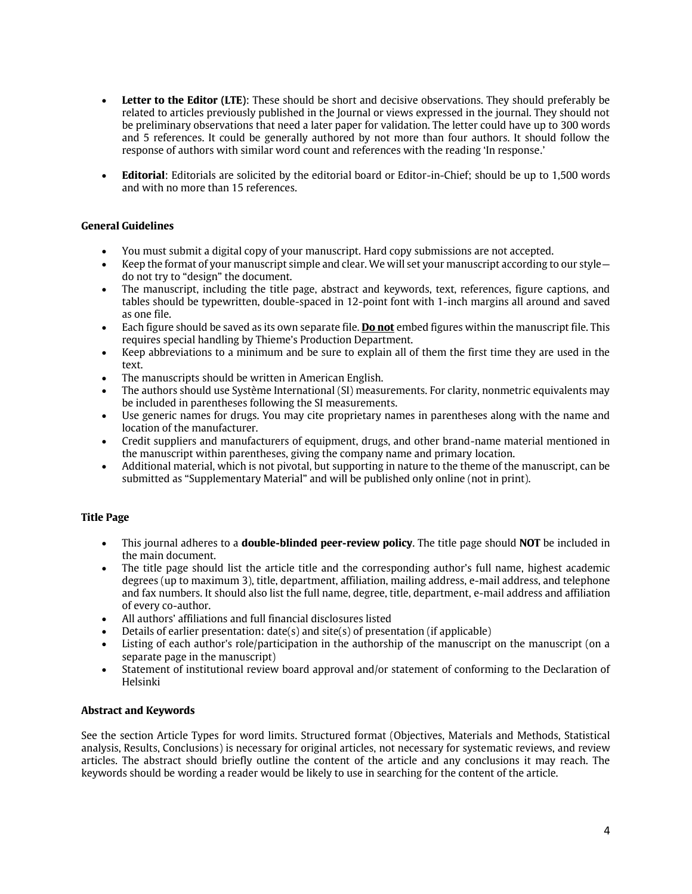- **Letter to the Editor (LTE)**: These should be short and decisive observations. They should preferably be related to articles previously published in the Journal or views expressed in the journal. They should not be preliminary observations that need a later paper for validation. The letter could have up to 300 words and 5 references. It could be generally authored by not more than four authors. It should follow the response of authors with similar word count and references with the reading 'In response.'

- **Editorial**: Editorials are solicited by the editorial board or Editor-in-Chief; should be up to 1,500 words and with no more than 15 references.

### General Guidelines

- You must submit a digital copy of your manuscript. Hard copy submissions are not accepted.
- Keep the format of your manuscript simple and clear. We will set your manuscript according to our style—do not try to "design" the document.
- The manuscript, including the title page, abstract and keywords, text, references, figure captions, and tables should be typewritten, double-spaced in 12-point font with 1-inch margins all around and saved as one file.
- Each figure should be saved as its own separate file. **<u>Do not</u>** embed figures within the manuscript file. This requires special handling by Thieme's Production Department.
- Keep abbreviations to a minimum and be sure to explain all of them the first time they are used in the text.
- The manuscripts should be written in American English.
- The authors should use Système International (SI) measurements. For clarity, nonmetric equivalents may be included in parentheses following the SI measurements.
- Use generic names for drugs. You may cite proprietary names in parentheses along with the name and location of the manufacturer.
- Credit suppliers and manufacturers of equipment, drugs, and other brand-name material mentioned in the manuscript within parentheses, giving the company name and primary location.
- Additional material, which is not pivotal, but supporting in nature to the theme of the manuscript, can be submitted as "Supplementary Material" and will be published only online (not in print).

### Title Page

- This journal adheres to a **double-blinded peer-review policy**. The title page should **NOT** be included in the main document.
- The title page should list the article title and the corresponding author's full name, highest academic degrees (up to maximum 3), title, department, affiliation, mailing address, e-mail address, and telephone and fax numbers. It should also list the full name, degree, title, department, e-mail address and affiliation of every co-author.
- All authors' affiliations and full financial disclosures listed
- Details of earlier presentation: date(s) and site(s) of presentation (if applicable)
- Listing of each author's role/participation in the authorship of the manuscript on the manuscript (on a separate page in the manuscript)
- Statement of institutional review board approval and/or statement of conforming to the Declaration of Helsinki

### Abstract and Keywords

See the section Article Types for word limits. Structured format (Objectives, Materials and Methods, Statistical analysis, Results, Conclusions) is necessary for original articles, not necessary for systematic reviews, and review articles. The abstract should briefly outline the content of the article and any conclusions it may reach. The keywords should be wording a reader would be likely to use in searching for the content of the article.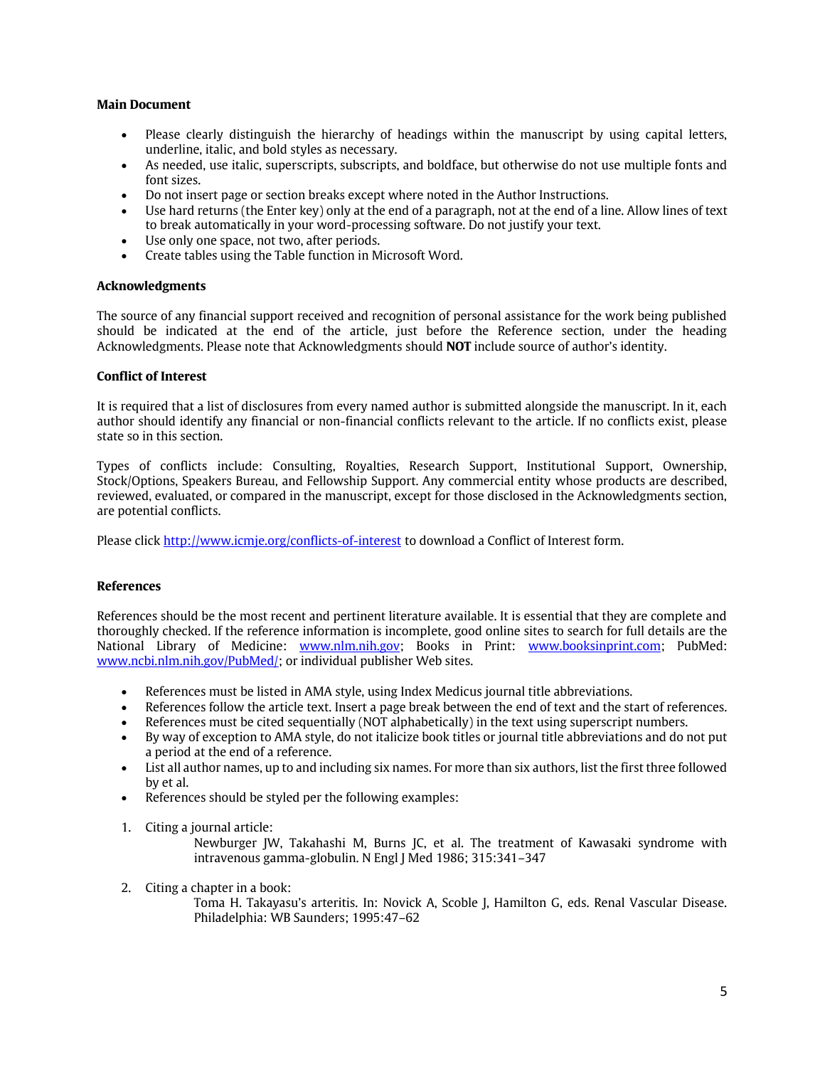**Main Document**

- Please clearly distinguish the hierarchy of headings within the manuscript by using capital letters, underline, italic, and bold styles as necessary.
- As needed, use italic, superscripts, subscripts, and boldface, but otherwise do not use multiple fonts and font sizes.
- Do not insert page or section breaks except where noted in the Author Instructions.
- Use hard returns (the Enter key) only at the end of a paragraph, not at the end of a line. Allow lines of text to break automatically in your word-processing software. Do not justify your text.
- Use only one space, not two, after periods.
- Create tables using the Table function in Microsoft Word.

**Acknowledgments**

The source of any financial support received and recognition of personal assistance for the work being published should be indicated at the end of the article, just before the Reference section, under the heading Acknowledgments. Please note that Acknowledgments should **NOT** include source of author's identity.

**Conflict of Interest**

It is required that a list of disclosures from every named author is submitted alongside the manuscript. In it, each author should identify any financial or non-financial conflicts relevant to the article. If no conflicts exist, please state so in this section.

Types of conflicts include: Consulting, Royalties, Research Support, Institutional Support, Ownership, Stock/Options, Speakers Bureau, and Fellowship Support. Any commercial entity whose products are described, reviewed, evaluated, or compared in the manuscript, except for those disclosed in the Acknowledgments section, are potential conflicts.

Please click [http://www.icmje.org/conflicts-of-interest](http://www.icmje.org/conflicts-of-interest) to download a Conflict of Interest form.

**References**

References should be the most recent and pertinent literature available. It is essential that they are complete and thoroughly checked. If the reference information is incomplete, good online sites to search for full details are the National Library of Medicine: [www.nlm.nih.gov](http://www.nlm.nih.gov); Books in Print: [www.booksinprint.com](http://www.booksinprint.com); PubMed: [www.ncbi.nlm.nih.gov/PubMed/](http://www.ncbi.nlm.nih.gov/PubMed/); or individual publisher Web sites.

- References must be listed in AMA style, using Index Medicus journal title abbreviations.
- References follow the article text. Insert a page break between the end of text and the start of references.
- References must be cited sequentially (NOT alphabetically) in the text using superscript numbers.
- By way of exception to AMA style, do not italicize book titles or journal title abbreviations and do not put a period at the end of a reference.
- List all author names, up to and including six names. For more than six authors, list the first three followed by et al.
- References should be styled per the following examples:

1. Citing a journal article:

   Newburger JW, Takahashi M, Burns JC, et al. The treatment of Kawasaki syndrome with intravenous gamma-globulin. N Engl J Med 1986; 315:341–347

2. Citing a chapter in a book:

   Toma H. Takayasu's arteritis. In: Novick A, Scoble J, Hamilton G, eds. Renal Vascular Disease. Philadelphia: WB Saunders; 1995:47–62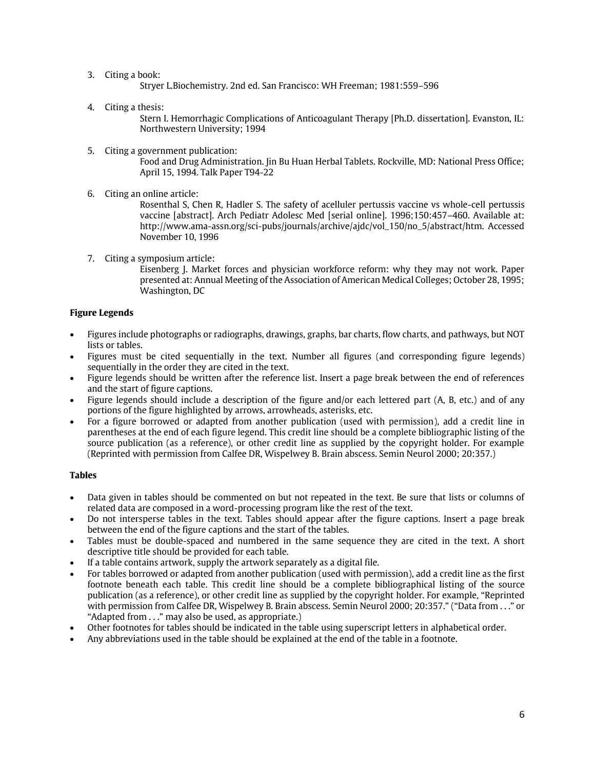3. Citing a book:

   Stryer L.Biochemistry. 2nd ed. San Francisco: WH Freeman; 1981:559–596

4. Citing a thesis:

   Stern I. Hemorrhagic Complications of Anticoagulant Therapy [Ph.D. dissertation]. Evanston, IL: Northwestern University; 1994

5. Citing a government publication:

   Food and Drug Administration. Jin Bu Huan Herbal Tablets. Rockville, MD: National Press Office; April 15, 1994. Talk Paper T94-22

6. Citing an online article:

   Rosenthal S, Chen R, Hadler S. The safety of acelluler pertussis vaccine vs whole-cell pertussis vaccine [abstract]. Arch Pediatr Adolesc Med [serial online]. 1996;150:457–460. Available at: http://www.ama-assn.org/sci-pubs/journals/archive/ajdc/vol_150/no_5/abstract/htm. Accessed November 10, 1996

7. Citing a symposium article:

   Eisenberg J. Market forces and physician workforce reform: why they may not work. Paper presented at: Annual Meeting of the Association of American Medical Colleges; October 28, 1995; Washington, DC

**Figure Legends**

- Figures include photographs or radiographs, drawings, graphs, bar charts, flow charts, and pathways, but NOT lists or tables.
- Figures must be cited sequentially in the text. Number all figures (and corresponding figure legends) sequentially in the order they are cited in the text.
- Figure legends should be written after the reference list. Insert a page break between the end of references and the start of figure captions.
- Figure legends should include a description of the figure and/or each lettered part (A, B, etc.) and of any portions of the figure highlighted by arrows, arrowheads, asterisks, etc.
- For a figure borrowed or adapted from another publication (used with permission), add a credit line in parentheses at the end of each figure legend. This credit line should be a complete bibliographic listing of the source publication (as a reference), or other credit line as supplied by the copyright holder. For example (Reprinted with permission from Calfee DR, Wispelwey B. Brain abscess. Semin Neurol 2000; 20:357.)

**Tables**

- Data given in tables should be commented on but not repeated in the text. Be sure that lists or columns of related data are composed in a word-processing program like the rest of the text.
- Do not intersperse tables in the text. Tables should appear after the figure captions. Insert a page break between the end of the figure captions and the start of the tables.
- Tables must be double-spaced and numbered in the same sequence they are cited in the text. A short descriptive title should be provided for each table.
- If a table contains artwork, supply the artwork separately as a digital file.
- For tables borrowed or adapted from another publication (used with permission), add a credit line as the first footnote beneath each table. This credit line should be a complete bibliographical listing of the source publication (as a reference), or other credit line as supplied by the copyright holder. For example, "Reprinted with permission from Calfee DR, Wispelwey B. Brain abscess. Semin Neurol 2000; 20:357." ("Data from . . ." or "Adapted from . . ." may also be used, as appropriate.)
- Other footnotes for tables should be indicated in the table using superscript letters in alphabetical order.
- Any abbreviations used in the table should be explained at the end of the table in a footnote.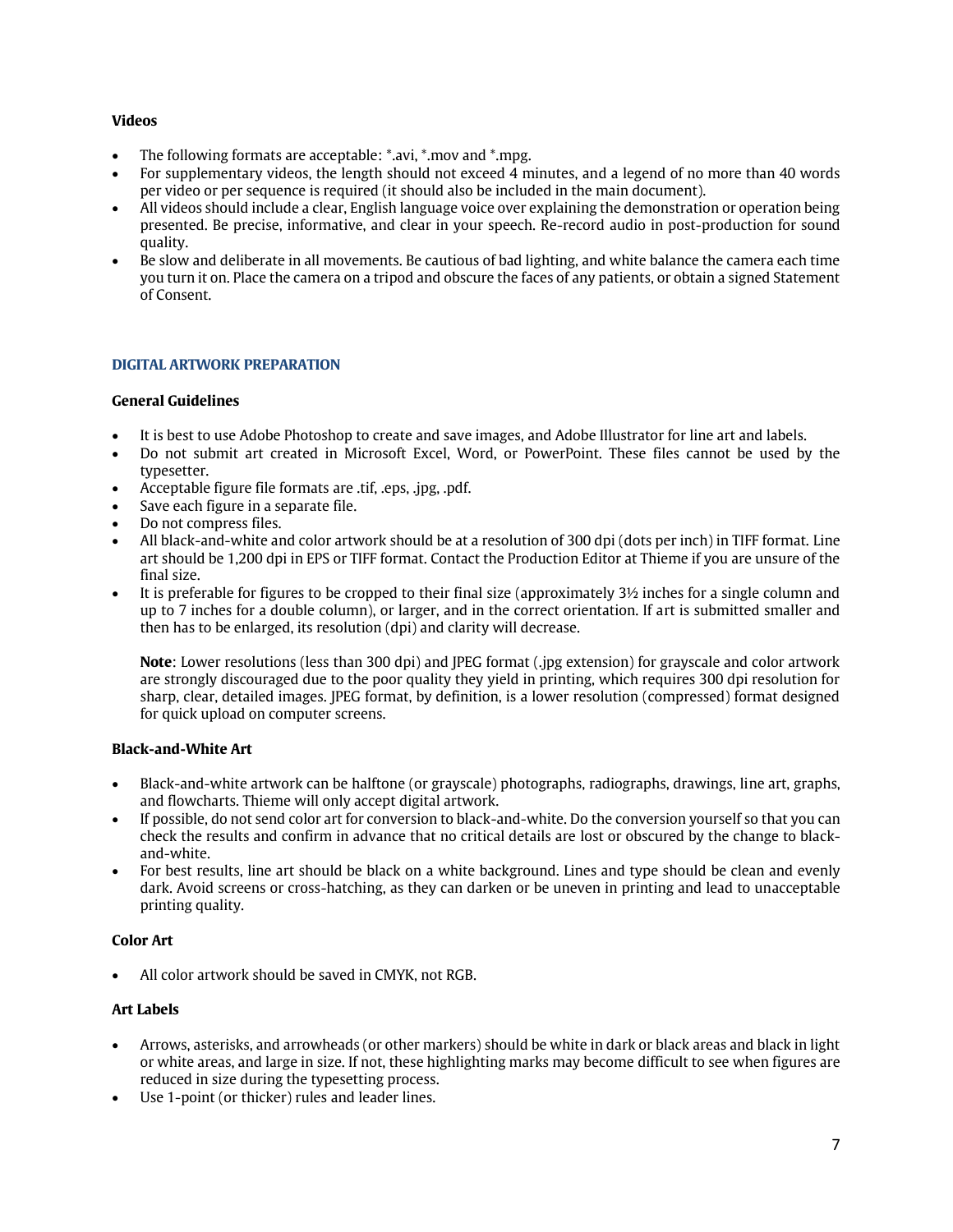### Videos

- The following formats are acceptable: *.avi, *.mov and *.mpg.
- For supplementary videos, the length should not exceed 4 minutes, and a legend of no more than 40 words per video or per sequence is required (it should also be included in the main document).
- All videos should include a clear, English language voice over explaining the demonstration or operation being presented. Be precise, informative, and clear in your speech. Re-record audio in post-production for sound quality.
- Be slow and deliberate in all movements. Be cautious of bad lighting, and white balance the camera each time you turn it on. Place the camera on a tripod and obscure the faces of any patients, or obtain a signed Statement of Consent.

## DIGITAL ARTWORK PREPARATION

### General Guidelines

- It is best to use Adobe Photoshop to create and save images, and Adobe Illustrator for line art and labels.
- Do not submit art created in Microsoft Excel, Word, or PowerPoint. These files cannot be used by the typesetter.
- Acceptable figure file formats are .tif, .eps, .jpg, .pdf.
- Save each figure in a separate file.
- Do not compress files.
- All black-and-white and color artwork should be at a resolution of 300 dpi (dots per inch) in TIFF format. Line art should be 1,200 dpi in EPS or TIFF format. Contact the Production Editor at Thieme if you are unsure of the final size.
- It is preferable for figures to be cropped to their final size (approximately 3½ inches for a single column and up to 7 inches for a double column), or larger, and in the correct orientation. If art is submitted smaller and then has to be enlarged, its resolution (dpi) and clarity will decrease.

  **Note**: Lower resolutions (less than 300 dpi) and JPEG format (.jpg extension) for grayscale and color artwork are strongly discouraged due to the poor quality they yield in printing, which requires 300 dpi resolution for sharp, clear, detailed images. JPEG format, by definition, is a lower resolution (compressed) format designed for quick upload on computer screens.

### Black-and-White Art

- Black-and-white artwork can be halftone (or grayscale) photographs, radiographs, drawings, line art, graphs, and flowcharts. Thieme will only accept digital artwork.
- If possible, do not send color art for conversion to black-and-white. Do the conversion yourself so that you can check the results and confirm in advance that no critical details are lost or obscured by the change to black-and-white.
- For best results, line art should be black on a white background. Lines and type should be clean and evenly dark. Avoid screens or cross-hatching, as they can darken or be uneven in printing and lead to unacceptable printing quality.

### Color Art

- All color artwork should be saved in CMYK, not RGB.

### Art Labels

- Arrows, asterisks, and arrowheads (or other markers) should be white in dark or black areas and black in light or white areas, and large in size. If not, these highlighting marks may become difficult to see when figures are reduced in size during the typesetting process.
- Use 1-point (or thicker) rules and leader lines.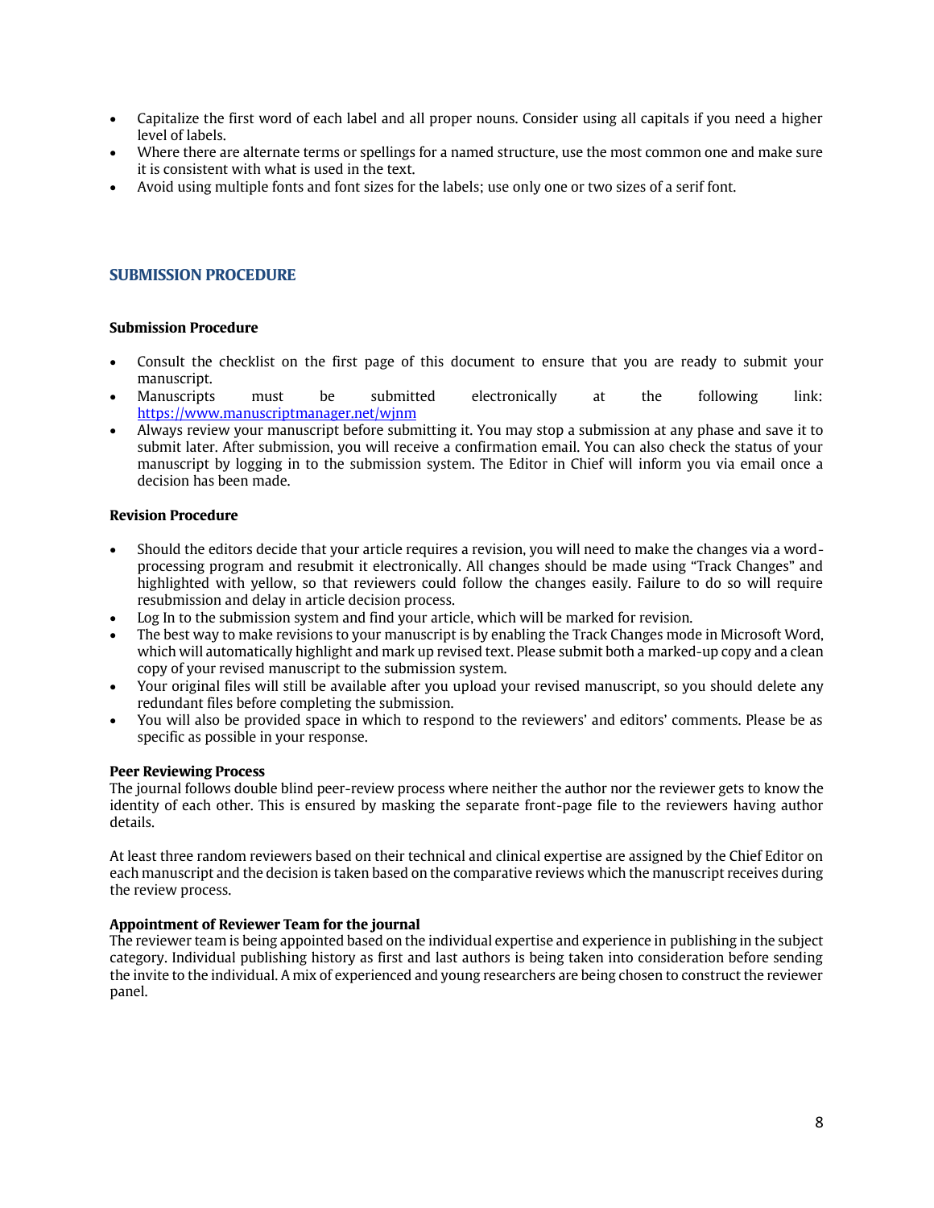- Capitalize the first word of each label and all proper nouns. Consider using all capitals if you need a higher level of labels.
- Where there are alternate terms or spellings for a named structure, use the most common one and make sure it is consistent with what is used in the text.
- Avoid using multiple fonts and font sizes for the labels; use only one or two sizes of a serif font.

## SUBMISSION PROCEDURE

### Submission Procedure

- Consult the checklist on the first page of this document to ensure that you are ready to submit your manuscript.
- Manuscripts must be submitted electronically at the following link: https://www.manuscriptmanager.net/wjnm
- Always review your manuscript before submitting it. You may stop a submission at any phase and save it to submit later. After submission, you will receive a confirmation email. You can also check the status of your manuscript by logging in to the submission system. The Editor in Chief will inform you via email once a decision has been made.

### Revision Procedure

- Should the editors decide that your article requires a revision, you will need to make the changes via a word-processing program and resubmit it electronically. All changes should be made using "Track Changes" and highlighted with yellow, so that reviewers could follow the changes easily. Failure to do so will require resubmission and delay in article decision process.
- Log In to the submission system and find your article, which will be marked for revision.
- The best way to make revisions to your manuscript is by enabling the Track Changes mode in Microsoft Word, which will automatically highlight and mark up revised text. Please submit both a marked-up copy and a clean copy of your revised manuscript to the submission system.
- Your original files will still be available after you upload your revised manuscript, so you should delete any redundant files before completing the submission.
- You will also be provided space in which to respond to the reviewers' and editors' comments. Please be as specific as possible in your response.

### Peer Reviewing Process

The journal follows double blind peer-review process where neither the author nor the reviewer gets to know the identity of each other. This is ensured by masking the separate front-page file to the reviewers having author details.

At least three random reviewers based on their technical and clinical expertise are assigned by the Chief Editor on each manuscript and the decision is taken based on the comparative reviews which the manuscript receives during the review process.

### Appointment of Reviewer Team for the journal

The reviewer team is being appointed based on the individual expertise and experience in publishing in the subject category. Individual publishing history as first and last authors is being taken into consideration before sending the invite to the individual. A mix of experienced and young researchers are being chosen to construct the reviewer panel.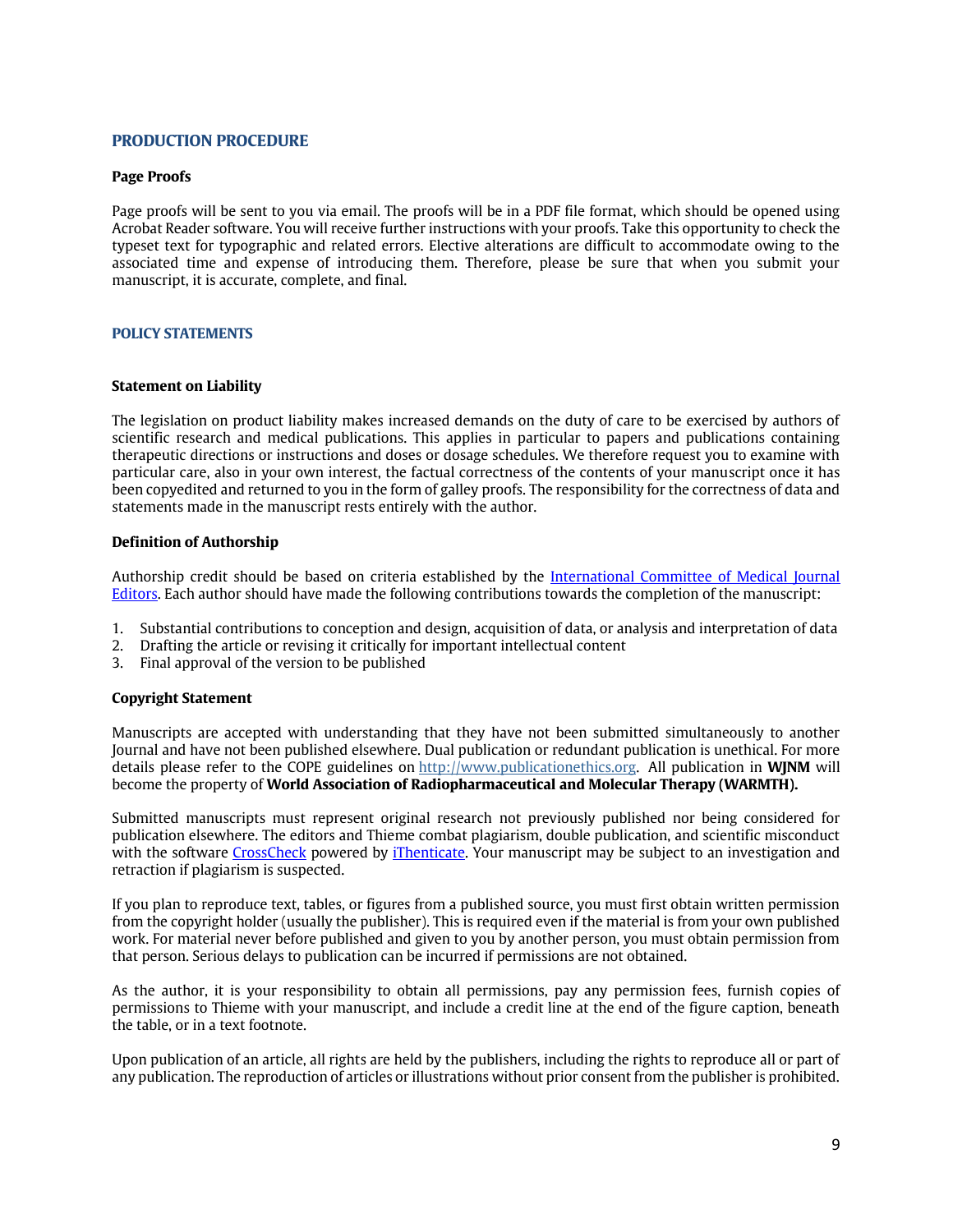## PRODUCTION PROCEDURE

### Page Proofs

Page proofs will be sent to you via email. The proofs will be in a PDF file format, which should be opened using Acrobat Reader software. You will receive further instructions with your proofs. Take this opportunity to check the typeset text for typographic and related errors. Elective alterations are difficult to accommodate owing to the associated time and expense of introducing them. Therefore, please be sure that when you submit your manuscript, it is accurate, complete, and final.

## POLICY STATEMENTS

### Statement on Liability

The legislation on product liability makes increased demands on the duty of care to be exercised by authors of scientific research and medical publications. This applies in particular to papers and publications containing therapeutic directions or instructions and doses or dosage schedules. We therefore request you to examine with particular care, also in your own interest, the factual correctness of the contents of your manuscript once it has been copyedited and returned to you in the form of galley proofs. The responsibility for the correctness of data and statements made in the manuscript rests entirely with the author.

### Definition of Authorship

Authorship credit should be based on criteria established by the International Committee of Medical Journal Editors. Each author should have made the following contributions towards the completion of the manuscript:

1. Substantial contributions to conception and design, acquisition of data, or analysis and interpretation of data
2. Drafting the article or revising it critically for important intellectual content
3. Final approval of the version to be published

### Copyright Statement

Manuscripts are accepted with understanding that they have not been submitted simultaneously to another Journal and have not been published elsewhere. Dual publication or redundant publication is unethical. For more details please refer to the COPE guidelines on http://www.publicationethics.org. All publication in **WJNM** will become the property of **World Association of Radiopharmaceutical and Molecular Therapy (WARMTH).**

Submitted manuscripts must represent original research not previously published nor being considered for publication elsewhere. The editors and Thieme combat plagiarism, double publication, and scientific misconduct with the software CrossCheck powered by iThenticate. Your manuscript may be subject to an investigation and retraction if plagiarism is suspected.

If you plan to reproduce text, tables, or figures from a published source, you must first obtain written permission from the copyright holder (usually the publisher). This is required even if the material is from your own published work. For material never before published and given to you by another person, you must obtain permission from that person. Serious delays to publication can be incurred if permissions are not obtained.

As the author, it is your responsibility to obtain all permissions, pay any permission fees, furnish copies of permissions to Thieme with your manuscript, and include a credit line at the end of the figure caption, beneath the table, or in a text footnote.

Upon publication of an article, all rights are held by the publishers, including the rights to reproduce all or part of any publication. The reproduction of articles or illustrations without prior consent from the publisher is prohibited.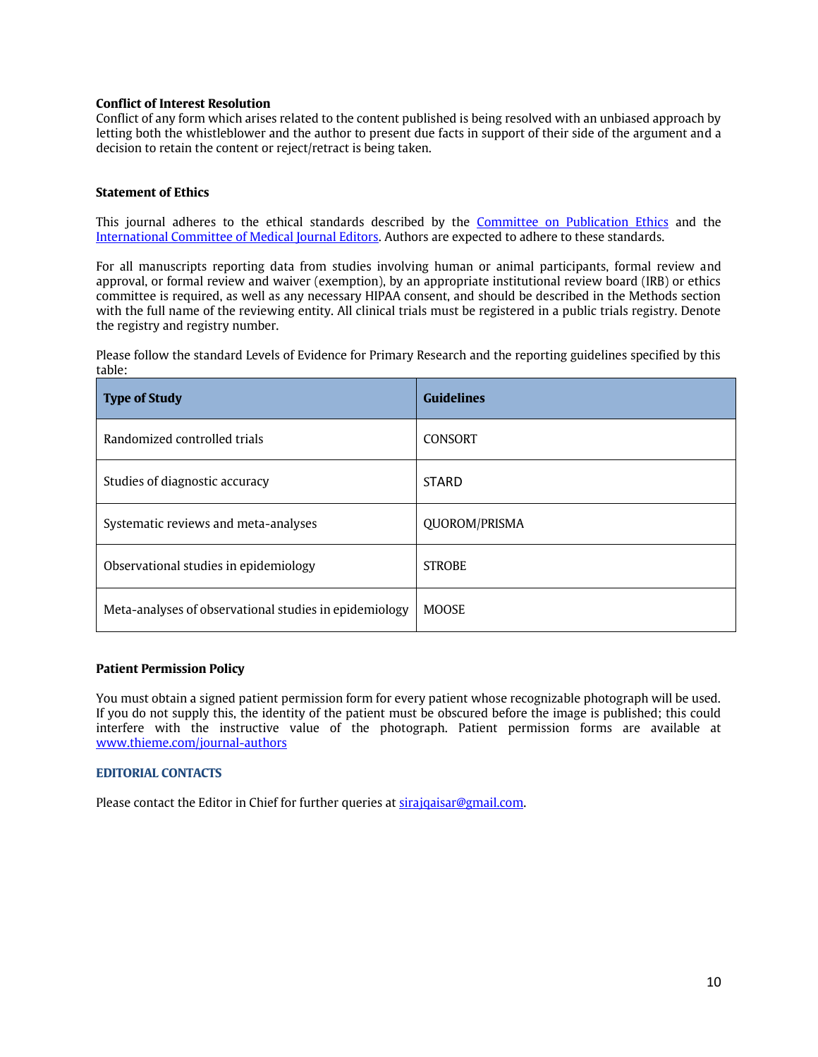**Conflict of Interest Resolution**

Conflict of any form which arises related to the content published is being resolved with an unbiased approach by letting both the whistleblower and the author to present due facts in support of their side of the argument and a decision to retain the content or reject/retract is being taken.

**Statement of Ethics**

This journal adheres to the ethical standards described by the Committee on Publication Ethics and the International Committee of Medical Journal Editors. Authors are expected to adhere to these standards.

For all manuscripts reporting data from studies involving human or animal participants, formal review and approval, or formal review and waiver (exemption), by an appropriate institutional review board (IRB) or ethics committee is required, as well as any necessary HIPAA consent, and should be described in the Methods section with the full name of the reviewing entity. All clinical trials must be registered in a public trials registry. Denote the registry and registry number.

Please follow the standard Levels of Evidence for Primary Research and the reporting guidelines specified by this table:

| Type of Study | Guidelines |
|---|---|
| Randomized controlled trials | CONSORT |
| Studies of diagnostic accuracy | STARD |
| Systematic reviews and meta-analyses | QUOROM/PRISMA |
| Observational studies in epidemiology | STROBE |
| Meta-analyses of observational studies in epidemiology | MOOSE |

**Patient Permission Policy**

You must obtain a signed patient permission form for every patient whose recognizable photograph will be used. If you do not supply this, the identity of the patient must be obscured before the image is published; this could interfere with the instructive value of the photograph. Patient permission forms are available at www.thieme.com/journal-authors

**EDITORIAL CONTACTS**

Please contact the Editor in Chief for further queries at sirajqaisar@gmail.com.